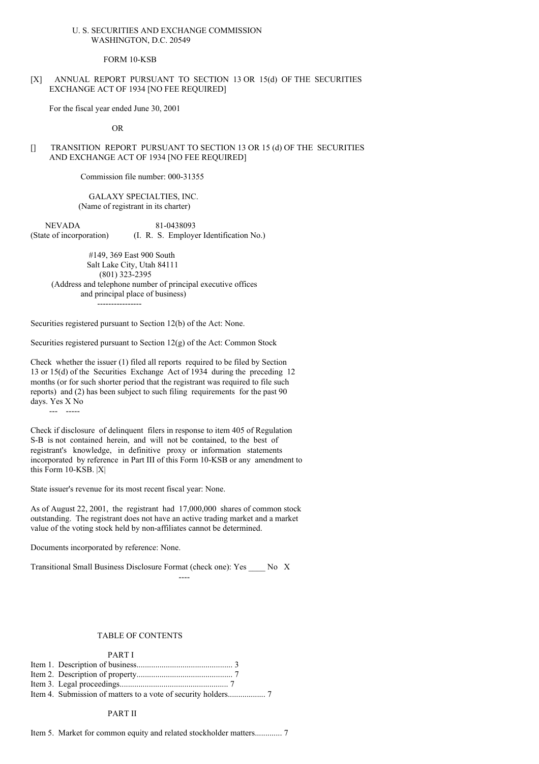U. S. SECURITIES AND EXCHANGE COMMISSION
WASHINGTON, D.C. 20549

FORM 10-KSB

[X] ANNUAL REPORT PURSUANT TO SECTION 13 OR 15(d) OF THE SECURITIES EXCHANGE ACT OF 1934 [NO FEE REQUIRED]

For the fiscal year ended June 30, 2001

OR

[] TRANSITION REPORT PURSUANT TO SECTION 13 OR 15 (d) OF THE SECURITIES AND EXCHANGE ACT OF 1934 [NO FEE REQUIRED]

Commission file number: 000-31355

GALAXY SPECIALTIES, INC.
(Name of registrant in its charter)

| NEVADA | 81-0438093 |
|---|---|
| (State of incorporation) | (I. R. S. Employer Identification No.) |

#149, 369 East 900 South
Salt Lake City, Utah 84111
(801) 323-2395
(Address and telephone number of principal executive offices and principal place of business)

Securities registered pursuant to Section 12(b) of the Act: None.

Securities registered pursuant to Section 12(g) of the Act: Common Stock

Check whether the issuer (1) filed all reports required to be filed by Section 13 or 15(d) of the Securities Exchange Act of 1934 during the preceding 12 months (or for such shorter period that the registrant was required to file such reports) and (2) has been subject to such filing requirements for the past 90 days. Yes X No

Check if disclosure of delinquent filers in response to item 405 of Regulation S-B is not contained herein, and will not be contained, to the best of registrant's knowledge, in definitive proxy or information statements incorporated by reference in Part III of this Form 10-KSB or any amendment to this Form 10-KSB. |X|

State issuer's revenue for its most recent fiscal year: None.

As of August 22, 2001, the registrant had 17,000,000 shares of common stock outstanding. The registrant does not have an active trading market and a market value of the voting stock held by non-affiliates cannot be determined.

Documents incorporated by reference: None.

Transitional Small Business Disclosure Format (check one): Yes ____ No X

TABLE OF CONTENTS

PART I

Item 1. Description of business............................................. 3
Item 2. Description of property............................................. 7
Item 3. Legal proceedings................................................... 7
Item 4. Submission of matters to a vote of security holders.................. 7

PART II

Item 5. Market for common equity and related stockholder matters............. 7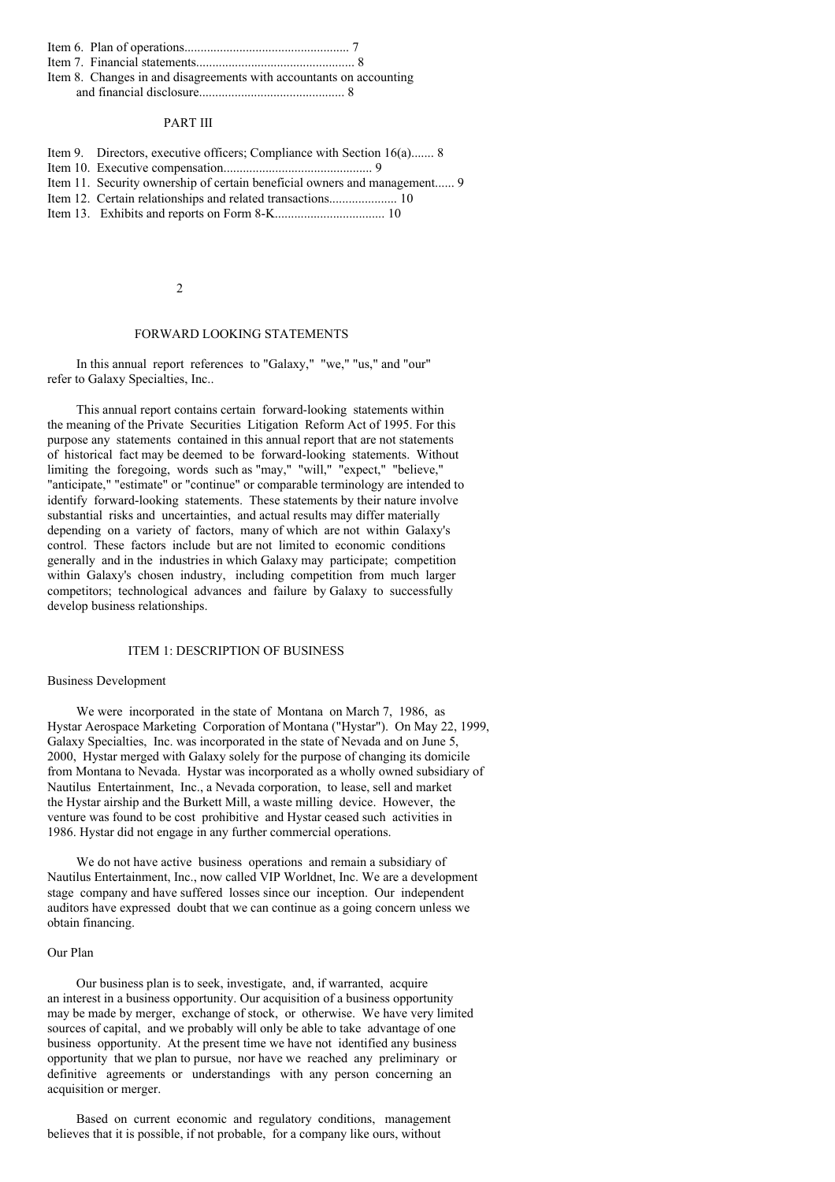Item 6. Plan of operations................................................... 7
Item 7. Financial statements................................................. 8
Item 8. Changes in and disagreements with accountants on accounting and financial disclosure............................................ 8

PART III

Item 9. Directors, executive officers; Compliance with Section 16(a)....... 8
Item 10. Executive compensation............................................. 9
Item 11. Security ownership of certain beneficial owners and management...... 9
Item 12. Certain relationships and related transactions..................... 10
Item 13. Exhibits and reports on Form 8-K.................................. 10

## FORWARD LOOKING STATEMENTS

In this annual report references to "Galaxy," "we," "us," and "our" refer to Galaxy Specialties, Inc..

This annual report contains certain forward-looking statements within the meaning of the Private Securities Litigation Reform Act of 1995. For this purpose any statements contained in this annual report that are not statements of historical fact may be deemed to be forward-looking statements. Without limiting the foregoing, words such as "may," "will," "expect," "believe," "anticipate," "estimate" or "continue" or comparable terminology are intended to identify forward-looking statements. These statements by their nature involve substantial risks and uncertainties, and actual results may differ materially depending on a variety of factors, many of which are not within Galaxy's control. These factors include but are not limited to economic conditions generally and in the industries in which Galaxy may participate; competition within Galaxy's chosen industry, including competition from much larger competitors; technological advances and failure by Galaxy to successfully develop business relationships.

## ITEM 1: DESCRIPTION OF BUSINESS

### Business Development

We were incorporated in the state of Montana on March 7, 1986, as Hystar Aerospace Marketing Corporation of Montana ("Hystar"). On May 22, 1999, Galaxy Specialties, Inc. was incorporated in the state of Nevada and on June 5, 2000, Hystar merged with Galaxy solely for the purpose of changing its domicile from Montana to Nevada. Hystar was incorporated as a wholly owned subsidiary of Nautilus Entertainment, Inc., a Nevada corporation, to lease, sell and market the Hystar airship and the Burkett Mill, a waste milling device. However, the venture was found to be cost prohibitive and Hystar ceased such activities in 1986. Hystar did not engage in any further commercial operations.

We do not have active business operations and remain a subsidiary of Nautilus Entertainment, Inc., now called VIP Worldnet, Inc. We are a development stage company and have suffered losses since our inception. Our independent auditors have expressed doubt that we can continue as a going concern unless we obtain financing.

### Our Plan

Our business plan is to seek, investigate, and, if warranted, acquire an interest in a business opportunity. Our acquisition of a business opportunity may be made by merger, exchange of stock, or otherwise. We have very limited sources of capital, and we probably will only be able to take advantage of one business opportunity. At the present time we have not identified any business opportunity that we plan to pursue, nor have we reached any preliminary or definitive agreements or understandings with any person concerning an acquisition or merger.

Based on current economic and regulatory conditions, management believes that it is possible, if not probable, for a company like ours, without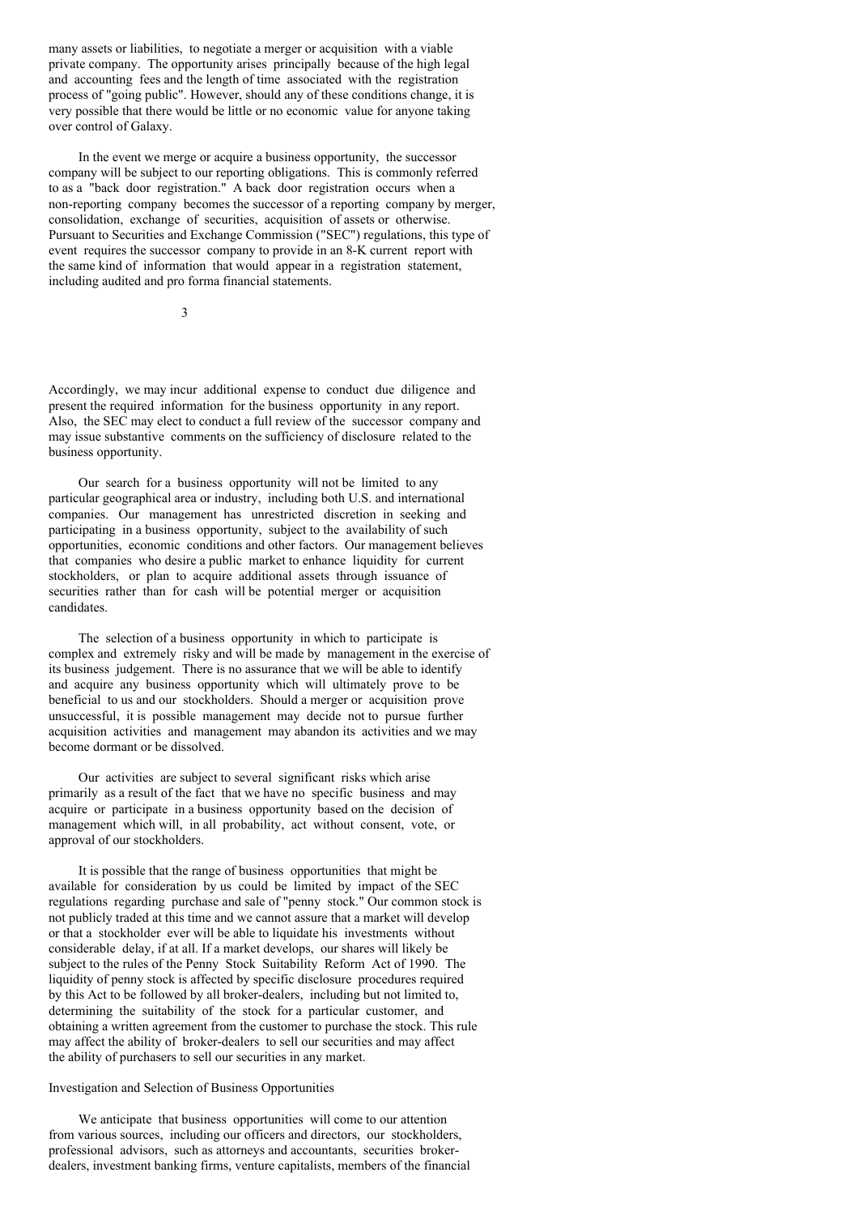many assets or liabilities, to negotiate a merger or acquisition with a viable private company. The opportunity arises principally because of the high legal and accounting fees and the length of time associated with the registration process of "going public". However, should any of these conditions change, it is very possible that there would be little or no economic value for anyone taking over control of Galaxy.

In the event we merge or acquire a business opportunity, the successor company will be subject to our reporting obligations. This is commonly referred to as a "back door registration." A back door registration occurs when a non-reporting company becomes the successor of a reporting company by merger, consolidation, exchange of securities, acquisition of assets or otherwise. Pursuant to Securities and Exchange Commission ("SEC") regulations, this type of event requires the successor company to provide in an 8-K current report with the same kind of information that would appear in a registration statement, including audited and pro forma financial statements.

Accordingly, we may incur additional expense to conduct due diligence and present the required information for the business opportunity in any report. Also, the SEC may elect to conduct a full review of the successor company and may issue substantive comments on the sufficiency of disclosure related to the business opportunity.

Our search for a business opportunity will not be limited to any particular geographical area or industry, including both U.S. and international companies. Our management has unrestricted discretion in seeking and participating in a business opportunity, subject to the availability of such opportunities, economic conditions and other factors. Our management believes that companies who desire a public market to enhance liquidity for current stockholders, or plan to acquire additional assets through issuance of securities rather than for cash will be potential merger or acquisition candidates.

The selection of a business opportunity in which to participate is complex and extremely risky and will be made by management in the exercise of its business judgement. There is no assurance that we will be able to identify and acquire any business opportunity which will ultimately prove to be beneficial to us and our stockholders. Should a merger or acquisition prove unsuccessful, it is possible management may decide not to pursue further acquisition activities and management may abandon its activities and we may become dormant or be dissolved.

Our activities are subject to several significant risks which arise primarily as a result of the fact that we have no specific business and may acquire or participate in a business opportunity based on the decision of management which will, in all probability, act without consent, vote, or approval of our stockholders.

It is possible that the range of business opportunities that might be available for consideration by us could be limited by impact of the SEC regulations regarding purchase and sale of "penny stock." Our common stock is not publicly traded at this time and we cannot assure that a market will develop or that a stockholder ever will be able to liquidate his investments without considerable delay, if at all. If a market develops, our shares will likely be subject to the rules of the Penny Stock Suitability Reform Act of 1990. The liquidity of penny stock is affected by specific disclosure procedures required by this Act to be followed by all broker-dealers, including but not limited to, determining the suitability of the stock for a particular customer, and obtaining a written agreement from the customer to purchase the stock. This rule may affect the ability of broker-dealers to sell our securities and may affect the ability of purchasers to sell our securities in any market.

Investigation and Selection of Business Opportunities

We anticipate that business opportunities will come to our attention from various sources, including our officers and directors, our stockholders, professional advisors, such as attorneys and accountants, securities broker-dealers, investment banking firms, venture capitalists, members of the financial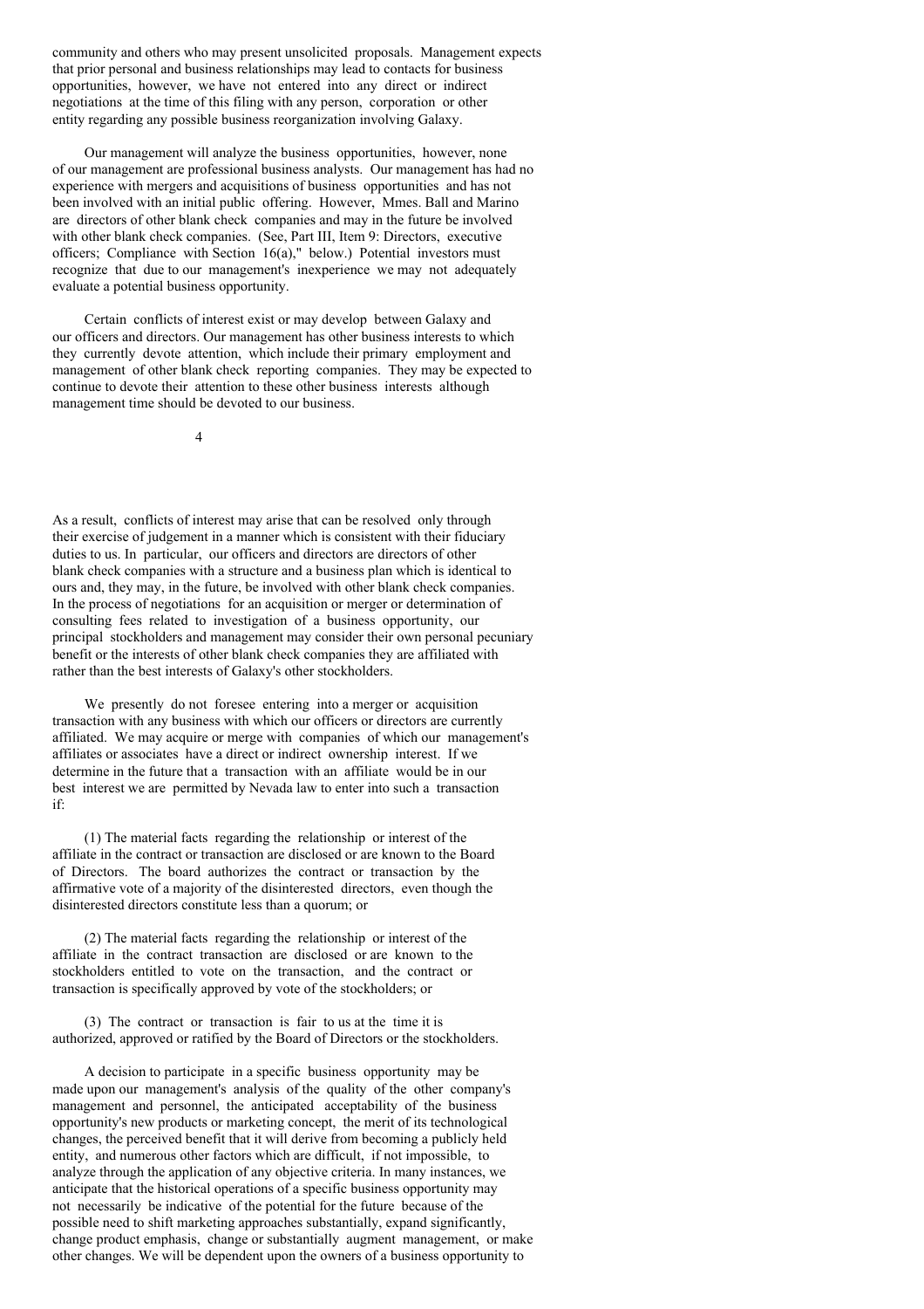community and others who may present unsolicited proposals. Management expects that prior personal and business relationships may lead to contacts for business opportunities, however, we have not entered into any direct or indirect negotiations at the time of this filing with any person, corporation or other entity regarding any possible business reorganization involving Galaxy.

Our management will analyze the business opportunities, however, none of our management are professional business analysts. Our management has had no experience with mergers and acquisitions of business opportunities and has not been involved with an initial public offering. However, Mmes. Ball and Marino are directors of other blank check companies and may in the future be involved with other blank check companies. (See, Part III, Item 9: Directors, executive officers; Compliance with Section 16(a)," below.) Potential investors must recognize that due to our management's inexperience we may not adequately evaluate a potential business opportunity.

Certain conflicts of interest exist or may develop between Galaxy and our officers and directors. Our management has other business interests to which they currently devote attention, which include their primary employment and management of other blank check reporting companies. They may be expected to continue to devote their attention to these other business interests although management time should be devoted to our business.

As a result, conflicts of interest may arise that can be resolved only through their exercise of judgement in a manner which is consistent with their fiduciary duties to us. In particular, our officers and directors are directors of other blank check companies with a structure and a business plan which is identical to ours and, they may, in the future, be involved with other blank check companies. In the process of negotiations for an acquisition or merger or determination of consulting fees related to investigation of a business opportunity, our principal stockholders and management may consider their own personal pecuniary benefit or the interests of other blank check companies they are affiliated with rather than the best interests of Galaxy's other stockholders.

We presently do not foresee entering into a merger or acquisition transaction with any business with which our officers or directors are currently affiliated. We may acquire or merge with companies of which our management's affiliates or associates have a direct or indirect ownership interest. If we determine in the future that a transaction with an affiliate would be in our best interest we are permitted by Nevada law to enter into such a transaction if:

(1) The material facts regarding the relationship or interest of the affiliate in the contract or transaction are disclosed or are known to the Board of Directors. The board authorizes the contract or transaction by the affirmative vote of a majority of the disinterested directors, even though the disinterested directors constitute less than a quorum; or

(2) The material facts regarding the relationship or interest of the affiliate in the contract transaction are disclosed or are known to the stockholders entitled to vote on the transaction, and the contract or transaction is specifically approved by vote of the stockholders; or

(3) The contract or transaction is fair to us at the time it is authorized, approved or ratified by the Board of Directors or the stockholders.

A decision to participate in a specific business opportunity may be made upon our management's analysis of the quality of the other company's management and personnel, the anticipated acceptability of the business opportunity's new products or marketing concept, the merit of its technological changes, the perceived benefit that it will derive from becoming a publicly held entity, and numerous other factors which are difficult, if not impossible, to analyze through the application of any objective criteria. In many instances, we anticipate that the historical operations of a specific business opportunity may not necessarily be indicative of the potential for the future because of the possible need to shift marketing approaches substantially, expand significantly, change product emphasis, change or substantially augment management, or make other changes. We will be dependent upon the owners of a business opportunity to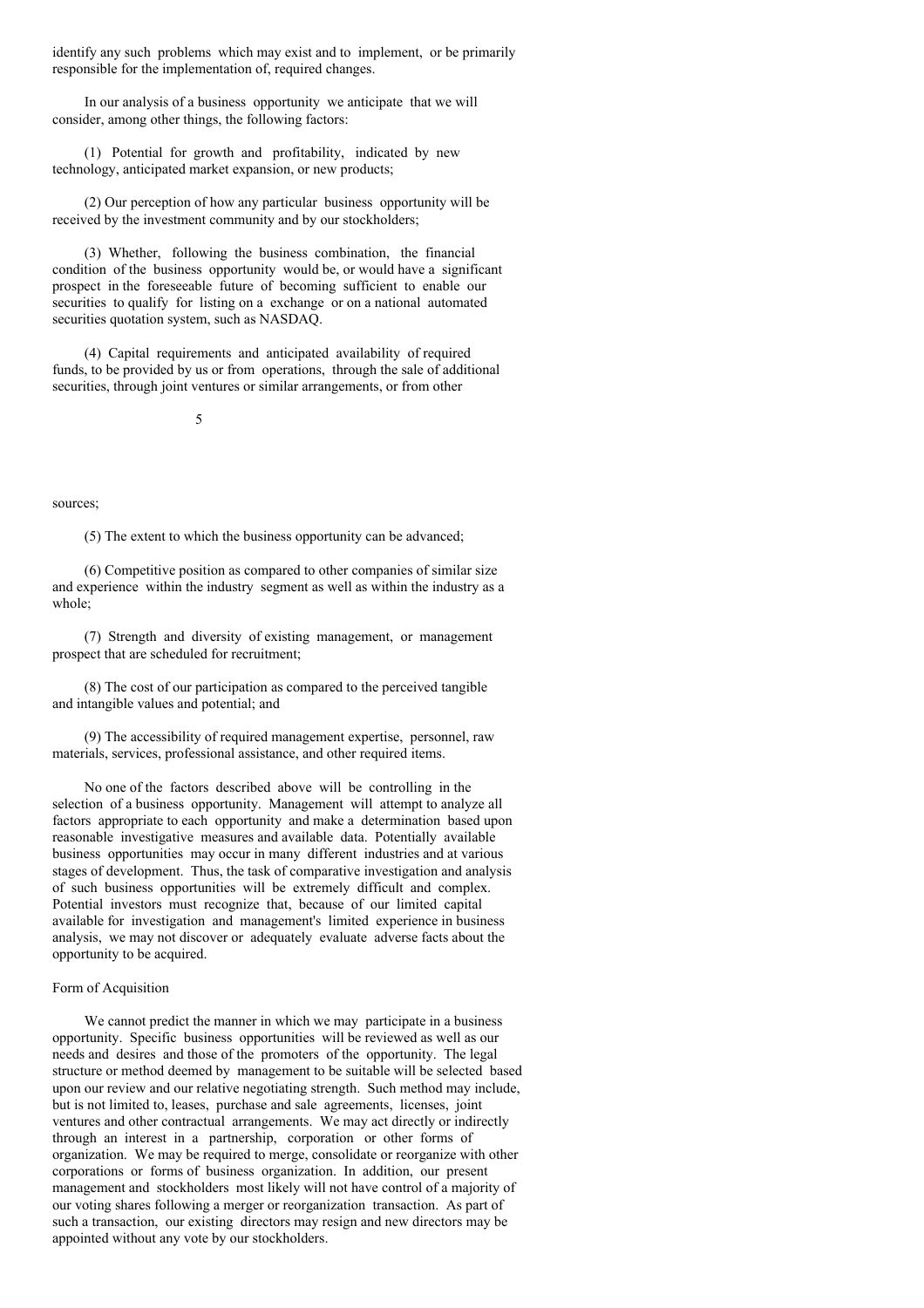identify any such problems which may exist and to implement, or be primarily responsible for the implementation of, required changes.

In our analysis of a business opportunity we anticipate that we will consider, among other things, the following factors:

(1) Potential for growth and profitability, indicated by new technology, anticipated market expansion, or new products;

(2) Our perception of how any particular business opportunity will be received by the investment community and by our stockholders;

(3) Whether, following the business combination, the financial condition of the business opportunity would be, or would have a significant prospect in the foreseeable future of becoming sufficient to enable our securities to qualify for listing on a exchange or on a national automated securities quotation system, such as NASDAQ.

(4) Capital requirements and anticipated availability of required funds, to be provided by us or from operations, through the sale of additional securities, through joint ventures or similar arrangements, or from other sources;

(5) The extent to which the business opportunity can be advanced;

(6) Competitive position as compared to other companies of similar size and experience within the industry segment as well as within the industry as a whole;

(7) Strength and diversity of existing management, or management prospect that are scheduled for recruitment;

(8) The cost of our participation as compared to the perceived tangible and intangible values and potential; and

(9) The accessibility of required management expertise, personnel, raw materials, services, professional assistance, and other required items.

No one of the factors described above will be controlling in the selection of a business opportunity. Management will attempt to analyze all factors appropriate to each opportunity and make a determination based upon reasonable investigative measures and available data. Potentially available business opportunities may occur in many different industries and at various stages of development. Thus, the task of comparative investigation and analysis of such business opportunities will be extremely difficult and complex. Potential investors must recognize that, because of our limited capital available for investigation and management's limited experience in business analysis, we may not discover or adequately evaluate adverse facts about the opportunity to be acquired.

Form of Acquisition

We cannot predict the manner in which we may participate in a business opportunity. Specific business opportunities will be reviewed as well as our needs and desires and those of the promoters of the opportunity. The legal structure or method deemed by management to be suitable will be selected based upon our review and our relative negotiating strength. Such method may include, but is not limited to, leases, purchase and sale agreements, licenses, joint ventures and other contractual arrangements. We may act directly or indirectly through an interest in a partnership, corporation or other forms of organization. We may be required to merge, consolidate or reorganize with other corporations or forms of business organization. In addition, our present management and stockholders most likely will not have control of a majority of our voting shares following a merger or reorganization transaction. As part of such a transaction, our existing directors may resign and new directors may be appointed without any vote by our stockholders.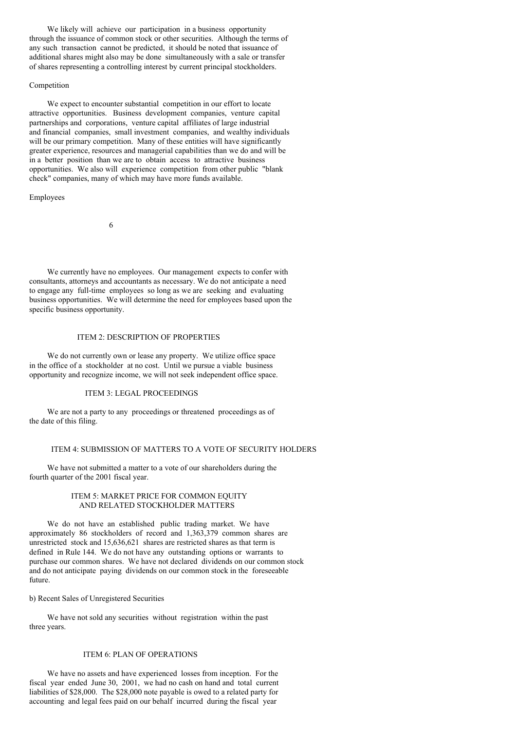We likely will achieve our participation in a business opportunity through the issuance of common stock or other securities. Although the terms of any such transaction cannot be predicted, it should be noted that issuance of additional shares might also may be done simultaneously with a sale or transfer of shares representing a controlling interest by current principal stockholders.

Competition

We expect to encounter substantial competition in our effort to locate attractive opportunities. Business development companies, venture capital partnerships and corporations, venture capital affiliates of large industrial and financial companies, small investment companies, and wealthy individuals will be our primary competition. Many of these entities will have significantly greater experience, resources and managerial capabilities than we do and will be in a better position than we are to obtain access to attractive business opportunities. We also will experience competition from other public "blank check" companies, many of which may have more funds available.

Employees

We currently have no employees. Our management expects to confer with consultants, attorneys and accountants as necessary. We do not anticipate a need to engage any full-time employees so long as we are seeking and evaluating business opportunities. We will determine the need for employees based upon the specific business opportunity.

## ITEM 2: DESCRIPTION OF PROPERTIES

We do not currently own or lease any property. We utilize office space in the office of a stockholder at no cost. Until we pursue a viable business opportunity and recognize income, we will not seek independent office space.

## ITEM 3: LEGAL PROCEEDINGS

We are not a party to any proceedings or threatened proceedings as of the date of this filing.

## ITEM 4: SUBMISSION OF MATTERS TO A VOTE OF SECURITY HOLDERS

We have not submitted a matter to a vote of our shareholders during the fourth quarter of the 2001 fiscal year.

## ITEM 5: MARKET PRICE FOR COMMON EQUITY AND RELATED STOCKHOLDER MATTERS

We do not have an established public trading market. We have approximately 86 stockholders of record and 1,363,379 common shares are unrestricted stock and 15,636,621 shares are restricted shares as that term is defined in Rule 144. We do not have any outstanding options or warrants to purchase our common shares. We have not declared dividends on our common stock and do not anticipate paying dividends on our common stock in the foreseeable future.

b) Recent Sales of Unregistered Securities

We have not sold any securities without registration within the past three years.

## ITEM 6: PLAN OF OPERATIONS

We have no assets and have experienced losses from inception. For the fiscal year ended June 30, 2001, we had no cash on hand and total current liabilities of $28,000. The $28,000 note payable is owed to a related party for accounting and legal fees paid on our behalf incurred during the fiscal year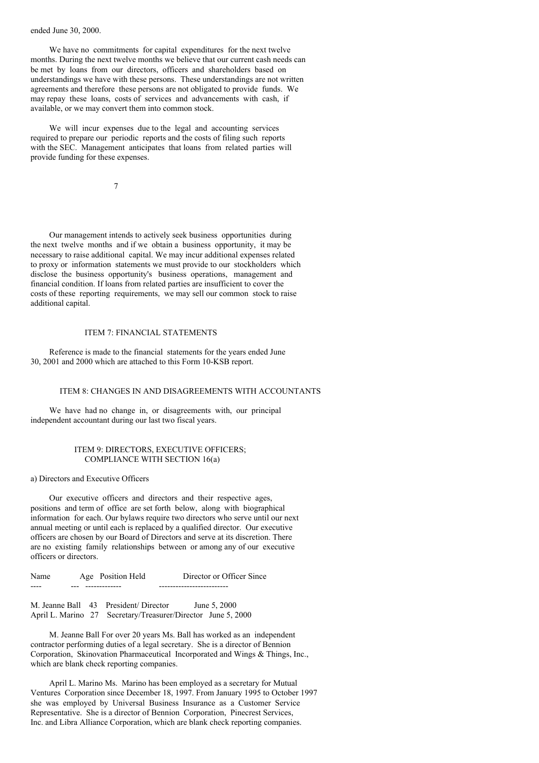ended June 30, 2000.

We have no commitments for capital expenditures for the next twelve months. During the next twelve months we believe that our current cash needs can be met by loans from our directors, officers and shareholders based on understandings we have with these persons. These understandings are not written agreements and therefore these persons are not obligated to provide funds. We may repay these loans, costs of services and advancements with cash, if available, or we may convert them into common stock.

We will incur expenses due to the legal and accounting services required to prepare our periodic reports and the costs of filing such reports with the SEC. Management anticipates that loans from related parties will provide funding for these expenses.

Our management intends to actively seek business opportunities during the next twelve months and if we obtain a business opportunity, it may be necessary to raise additional capital. We may incur additional expenses related to proxy or information statements we must provide to our stockholders which disclose the business opportunity's business operations, management and financial condition. If loans from related parties are insufficient to cover the costs of these reporting requirements, we may sell our common stock to raise additional capital.

## ITEM 7: FINANCIAL STATEMENTS

Reference is made to the financial statements for the years ended June 30, 2001 and 2000 which are attached to this Form 10-KSB report.

## ITEM 8: CHANGES IN AND DISAGREEMENTS WITH ACCOUNTANTS

We have had no change in, or disagreements with, our principal independent accountant during our last two fiscal years.

## ITEM 9: DIRECTORS, EXECUTIVE OFFICERS; COMPLIANCE WITH SECTION 16(a)

a) Directors and Executive Officers

Our executive officers and directors and their respective ages, positions and term of office are set forth below, along with biographical information for each. Our bylaws require two directors who serve until our next annual meeting or until each is replaced by a qualified director. Our executive officers are chosen by our Board of Directors and serve at its discretion. There are no existing family relationships between or among any of our executive officers or directors.

| Name | Age | Position Held | Director or Officer Since |
|---|---|---|---|
| M. Jeanne Ball | 43 | President/ Director | June 5, 2000 |
| April L. Marino | 27 | Secretary/Treasurer/Director | June 5, 2000 |

M. Jeanne Ball For over 20 years Ms. Ball has worked as an independent contractor performing duties of a legal secretary. She is a director of Bennion Corporation, Skinovation Pharmaceutical Incorporated and Wings & Things, Inc., which are blank check reporting companies.

April L. Marino Ms. Marino has been employed as a secretary for Mutual Ventures Corporation since December 18, 1997. From January 1995 to October 1997 she was employed by Universal Business Insurance as a Customer Service Representative. She is a director of Bennion Corporation, Pinecrest Services, Inc. and Libra Alliance Corporation, which are blank check reporting companies.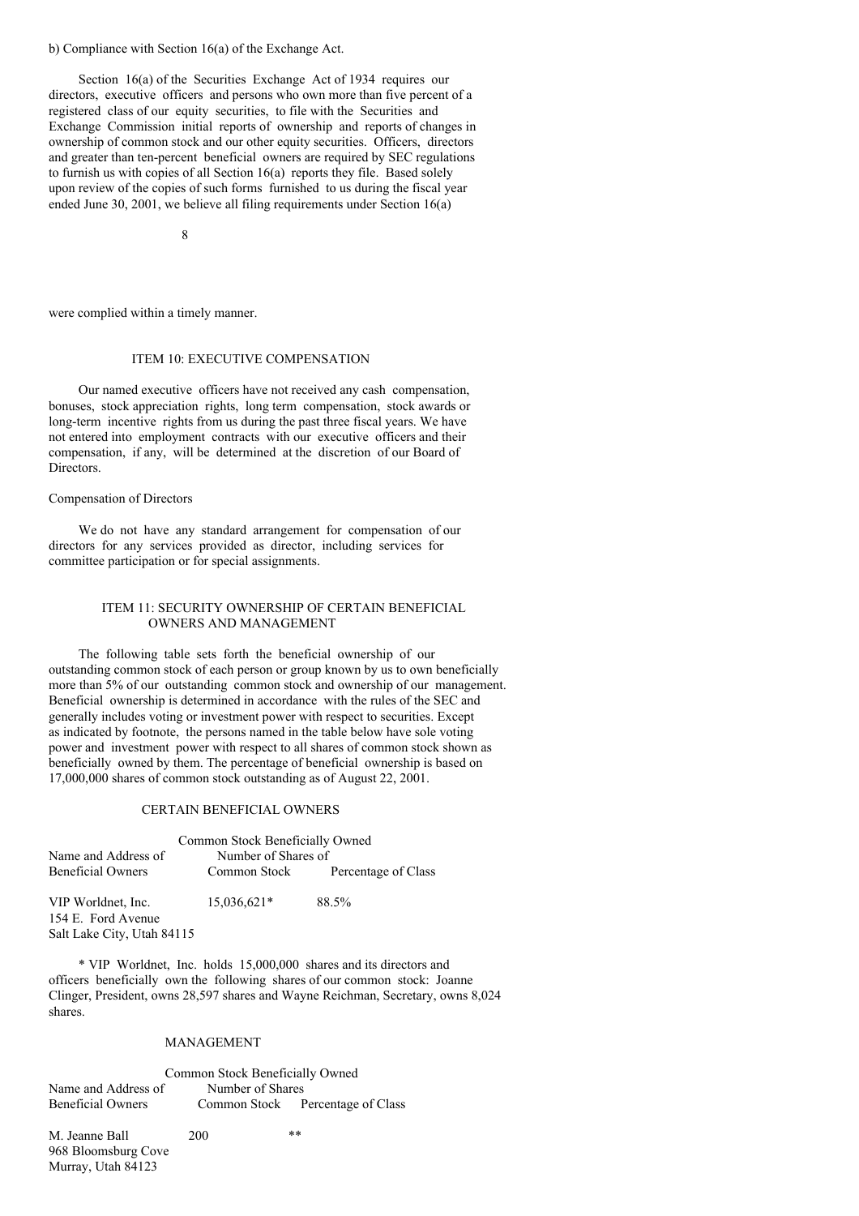b) Compliance with Section 16(a) of the Exchange Act.

Section 16(a) of the Securities Exchange Act of 1934 requires our directors, executive officers and persons who own more than five percent of a registered class of our equity securities, to file with the Securities and Exchange Commission initial reports of ownership and reports of changes in ownership of common stock and our other equity securities. Officers, directors and greater than ten-percent beneficial owners are required by SEC regulations to furnish us with copies of all Section 16(a) reports they file. Based solely upon review of the copies of such forms furnished to us during the fiscal year ended June 30, 2001, we believe all filing requirements under Section 16(a) were complied within a timely manner.

## ITEM 10: EXECUTIVE COMPENSATION

Our named executive officers have not received any cash compensation, bonuses, stock appreciation rights, long term compensation, stock awards or long-term incentive rights from us during the past three fiscal years. We have not entered into employment contracts with our executive officers and their compensation, if any, will be determined at the discretion of our Board of Directors.

Compensation of Directors

We do not have any standard arrangement for compensation of our directors for any services provided as director, including services for committee participation or for special assignments.

## ITEM 11: SECURITY OWNERSHIP OF CERTAIN BENEFICIAL OWNERS AND MANAGEMENT

The following table sets forth the beneficial ownership of our outstanding common stock of each person or group known by us to own beneficially more than 5% of our outstanding common stock and ownership of our management. Beneficial ownership is determined in accordance with the rules of the SEC and generally includes voting or investment power with respect to securities. Except as indicated by footnote, the persons named in the table below have sole voting power and investment power with respect to all shares of common stock shown as beneficially owned by them. The percentage of beneficial ownership is based on 17,000,000 shares of common stock outstanding as of August 22, 2001.

### CERTAIN BENEFICIAL OWNERS

| Name and Address of Beneficial Owners | Common Stock Beneficially Owned Number of Shares of Common Stock | Percentage of Class |
|---|---|---|
| VIP Worldnet, Inc.<br>154 E. Ford Avenue<br>Salt Lake City, Utah 84115 | 15,036,621* | 88.5% |

\* VIP Worldnet, Inc. holds 15,000,000 shares and its directors and officers beneficially own the following shares of our common stock: Joanne Clinger, President, owns 28,597 shares and Wayne Reichman, Secretary, owns 8,024 shares.

### MANAGEMENT

| Name and Address of Beneficial Owners | Common Stock Beneficially Owned Number of Shares Common Stock | Percentage of Class |
|---|---|---|
| M. Jeanne Ball<br>968 Bloomsburg Cove<br>Murray, Utah 84123 | 200 | ** |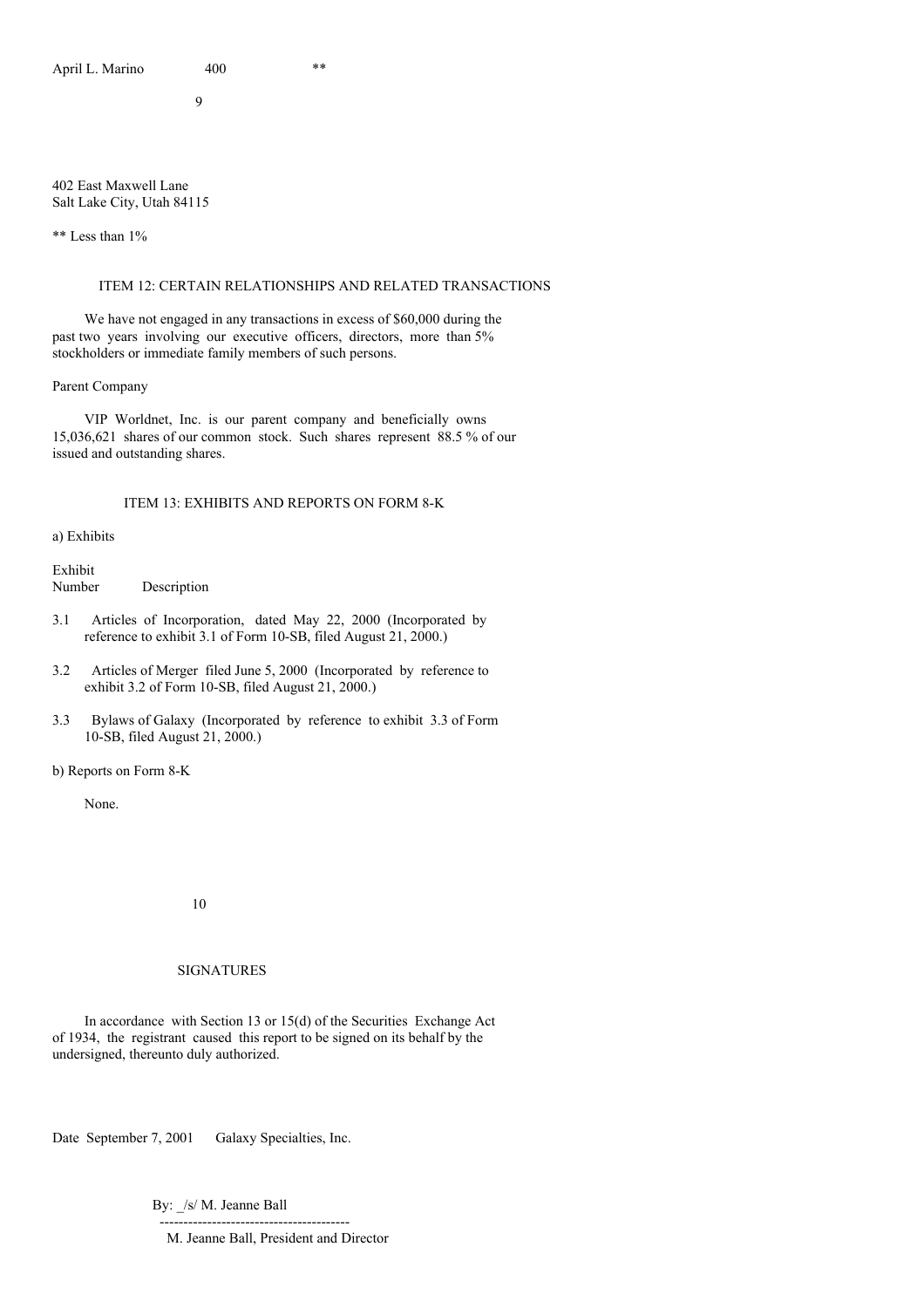| April L. Marino | 400 | ** |
|---|---|---|

402 East Maxwell Lane
Salt Lake City, Utah 84115

** Less than 1%

## ITEM 12: CERTAIN RELATIONSHIPS AND RELATED TRANSACTIONS

We have not engaged in any transactions in excess of $60,000 during the past two years involving our executive officers, directors, more than 5% stockholders or immediate family members of such persons.

Parent Company

VIP Worldnet, Inc. is our parent company and beneficially owns 15,036,621 shares of our common stock. Such shares represent 88.5 % of our issued and outstanding shares.

## ITEM 13: EXHIBITS AND REPORTS ON FORM 8-K

a) Exhibits

| Exhibit Number | Description |
|---|---|
| 3.1 | Articles of Incorporation, dated May 22, 2000 (Incorporated by reference to exhibit 3.1 of Form 10-SB, filed August 21, 2000.) |
| 3.2 | Articles of Merger filed June 5, 2000 (Incorporated by reference to exhibit 3.2 of Form 10-SB, filed August 21, 2000.) |
| 3.3 | Bylaws of Galaxy (Incorporated by reference to exhibit 3.3 of Form 10-SB, filed August 21, 2000.) |

b) Reports on Form 8-K

None.

## SIGNATURES

In accordance with Section 13 or 15(d) of the Securities Exchange Act of 1934, the registrant caused this report to be signed on its behalf by the undersigned, thereunto duly authorized.

Date September 7, 2001 Galaxy Specialties, Inc.

By: _/s/ M. Jeanne Ball
----------------------------------------
M. Jeanne Ball, President and Director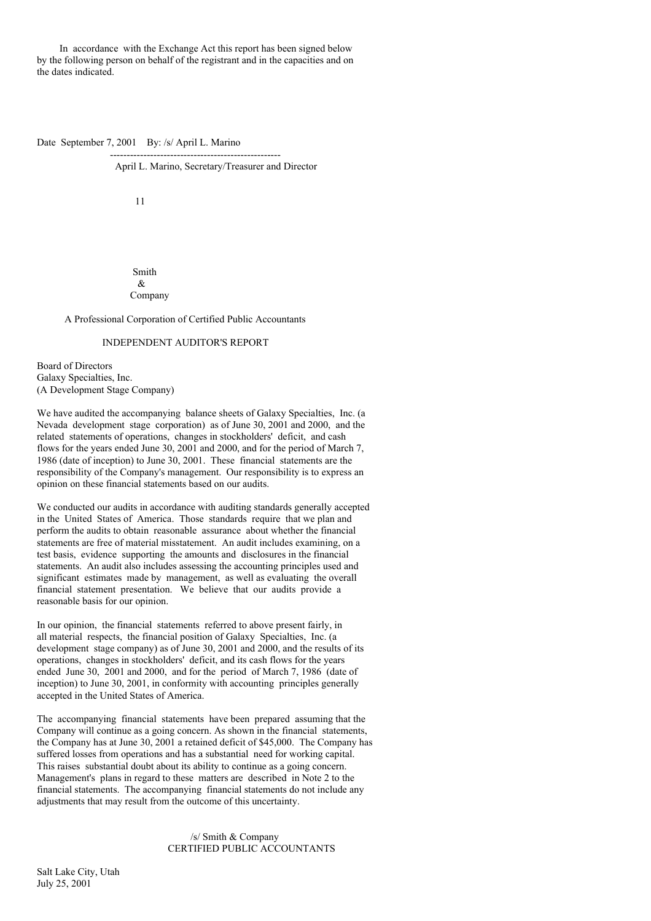In accordance with the Exchange Act this report has been signed below by the following person on behalf of the registrant and in the capacities and on the dates indicated.

Date September 7, 2001 By: /s/ April L. Marino

---

April L. Marino, Secretary/Treasurer and Director

Smith
&
Company

A Professional Corporation of Certified Public Accountants

## INDEPENDENT AUDITOR'S REPORT

Board of Directors
Galaxy Specialties, Inc.
(A Development Stage Company)

We have audited the accompanying balance sheets of Galaxy Specialties, Inc. (a Nevada development stage corporation) as of June 30, 2001 and 2000, and the related statements of operations, changes in stockholders' deficit, and cash flows for the years ended June 30, 2001 and 2000, and for the period of March 7, 1986 (date of inception) to June 30, 2001. These financial statements are the responsibility of the Company's management. Our responsibility is to express an opinion on these financial statements based on our audits.

We conducted our audits in accordance with auditing standards generally accepted in the United States of America. Those standards require that we plan and perform the audits to obtain reasonable assurance about whether the financial statements are free of material misstatement. An audit includes examining, on a test basis, evidence supporting the amounts and disclosures in the financial statements. An audit also includes assessing the accounting principles used and significant estimates made by management, as well as evaluating the overall financial statement presentation. We believe that our audits provide a reasonable basis for our opinion.

In our opinion, the financial statements referred to above present fairly, in all material respects, the financial position of Galaxy Specialties, Inc. (a development stage company) as of June 30, 2001 and 2000, and the results of its operations, changes in stockholders' deficit, and its cash flows for the years ended June 30, 2001 and 2000, and for the period of March 7, 1986 (date of inception) to June 30, 2001, in conformity with accounting principles generally accepted in the United States of America.

The accompanying financial statements have been prepared assuming that the Company will continue as a going concern. As shown in the financial statements, the Company has at June 30, 2001 a retained deficit of $45,000. The Company has suffered losses from operations and has a substantial need for working capital. This raises substantial doubt about its ability to continue as a going concern. Management's plans in regard to these matters are described in Note 2 to the financial statements. The accompanying financial statements do not include any adjustments that may result from the outcome of this uncertainty.

/s/ Smith & Company
CERTIFIED PUBLIC ACCOUNTANTS

Salt Lake City, Utah
July 25, 2001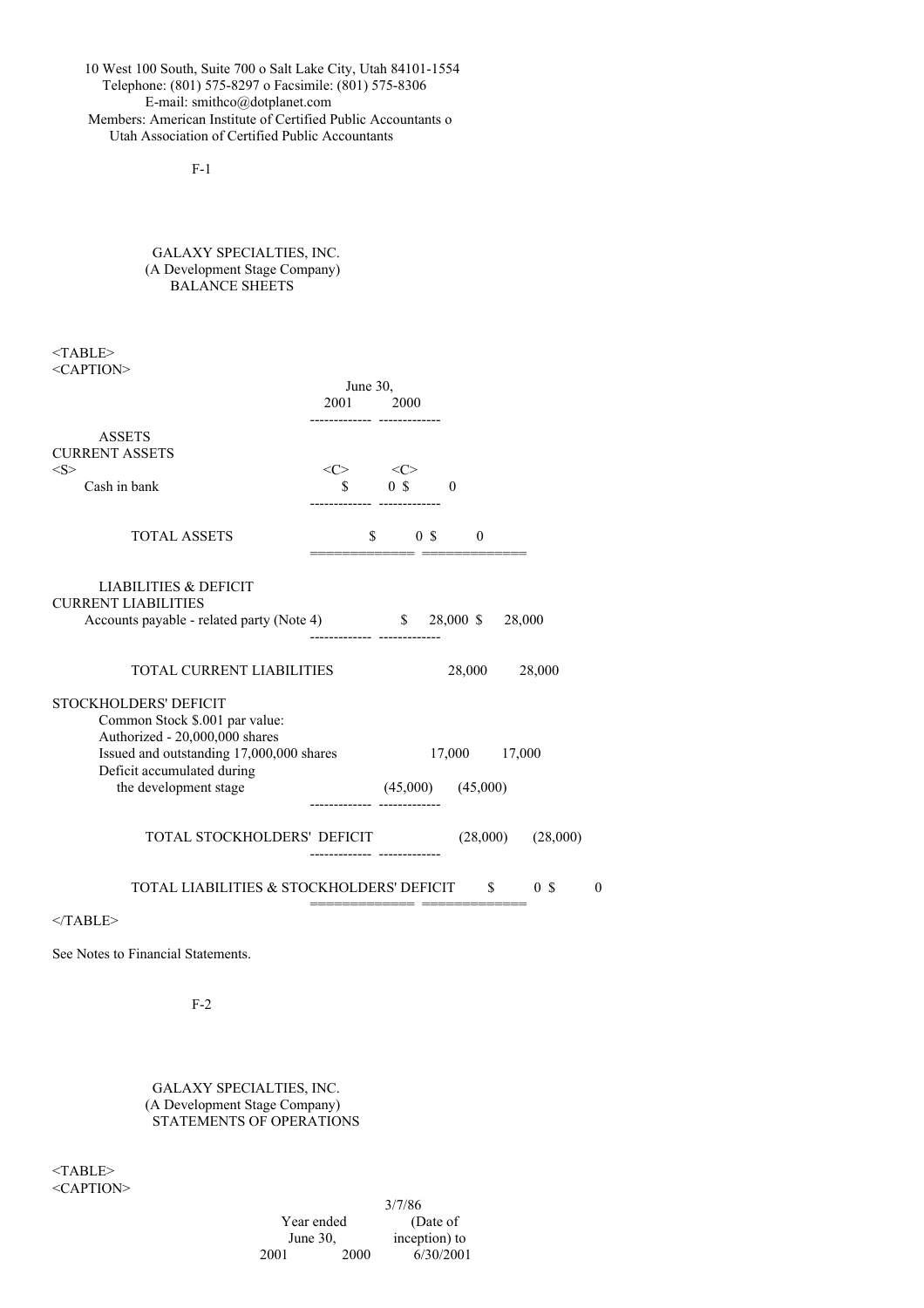10 West 100 South, Suite 700 o Salt Lake City, Utah 84101-1554
Telephone: (801) 575-8297 o Facsimile: (801) 575-8306
E-mail: smithco@dotplanet.com
Members: American Institute of Certified Public Accountants o
Utah Association of Certified Public Accountants

F-1

GALAXY SPECIALTIES, INC.
(A Development Stage Company)
BALANCE SHEETS

| | June 30, 2001 | June 30, 2000 |
|---|---|---|
| **ASSETS** | | |
| CURRENT ASSETS | | |
| Cash in bank | $ 0 | $ 0 |
| TOTAL ASSETS | $ 0 | $ 0 |
| **LIABILITIES & DEFICIT** | | |
| CURRENT LIABILITIES | | |
| Accounts payable - related party (Note 4) | $ 28,000 | $ 28,000 |
| TOTAL CURRENT LIABILITIES | 28,000 | 28,000 |
| STOCKHOLDERS' DEFICIT | | |
| Common Stock $.001 par value: Authorized - 20,000,000 shares Issued and outstanding 17,000,000 shares | 17,000 | 17,000 |
| Deficit accumulated during the development stage | (45,000) | (45,000) |
| TOTAL STOCKHOLDERS' DEFICIT | (28,000) | (28,000) |
| TOTAL LIABILITIES & STOCKHOLDERS' DEFICIT | $ 0 | $ 0 |

See Notes to Financial Statements.

F-2

GALAXY SPECIALTIES, INC.
(A Development Stage Company)
STATEMENTS OF OPERATIONS

| | Year ended June 30, 2001 | Year ended June 30, 2000 | 3/7/86 (Date of inception) to 6/30/2001 |
|---|---|---|---|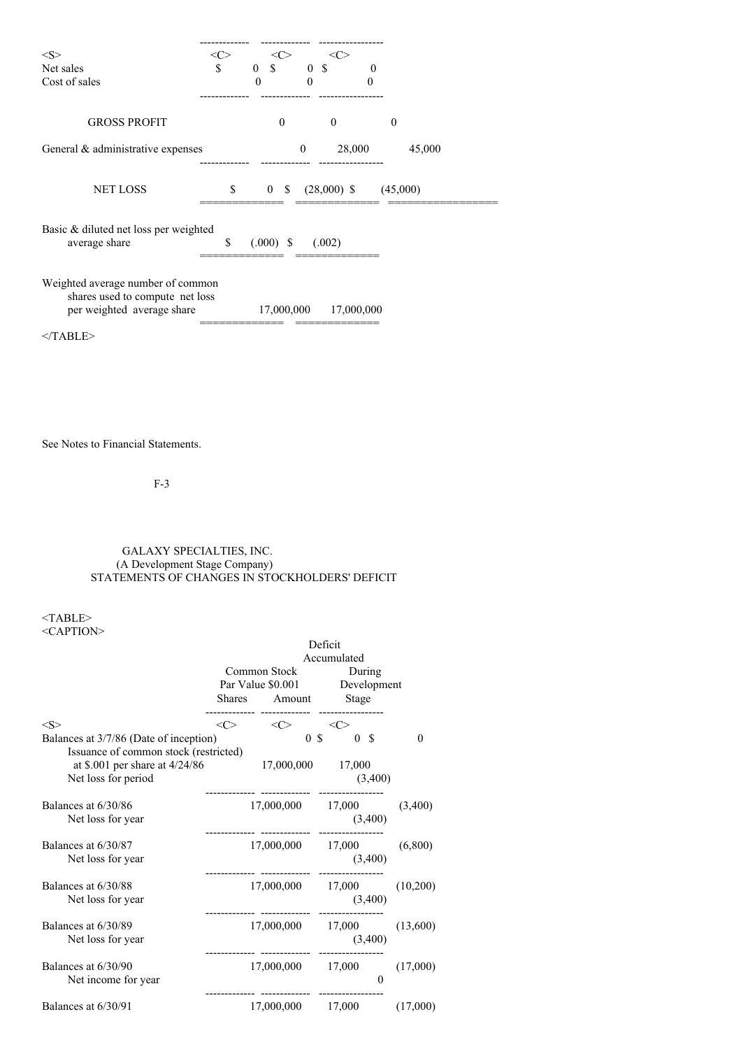| | | | |
|---|---|---|---|
| Net sales | $ 0 | $ 0 | $ 0 |
| Cost of sales | 0 | 0 | 0 |
| GROSS PROFIT | 0 | 0 | 0 |
| General & administrative expenses | 0 | 28,000 | 45,000 |
| NET LOSS | $ 0 | $ (28,000) | $ (45,000) |
| Basic & diluted net loss per weighted average share | $ (.000) | $ (.002) | |
| Weighted average number of common shares used to compute net loss per weighted average share | 17,000,000 | 17,000,000 | |

See Notes to Financial Statements.

GALAXY SPECIALTIES, INC.
(A Development Stage Company)
STATEMENTS OF CHANGES IN STOCKHOLDERS' DEFICIT

| | Common Stock Par Value $0.001 | | Deficit Accumulated During Development Stage | |
|---|---|---|---|---|
| | Shares | Amount | | |
| Balances at 3/7/86 (Date of inception) | 0 | $ 0 | $ 0 | |
| Issuance of common stock (restricted) at $.001 per share at 4/24/86 | 17,000,000 | 17,000 | | |
| Net loss for period | | | (3,400) | |
| Balances at 6/30/86 | 17,000,000 | 17,000 | (3,400) | |
| Net loss for year | | | (3,400) | |
| Balances at 6/30/87 | 17,000,000 | 17,000 | (6,800) | |
| Net loss for year | | | (3,400) | |
| Balances at 6/30/88 | 17,000,000 | 17,000 | (10,200) | |
| Net loss for year | | | (3,400) | |
| Balances at 6/30/89 | 17,000,000 | 17,000 | (13,600) | |
| Net loss for year | | | (3,400) | |
| Balances at 6/30/90 | 17,000,000 | 17,000 | (17,000) | |
| Net income for year | | | 0 | |
| Balances at 6/30/91 | 17,000,000 | 17,000 | (17,000) | |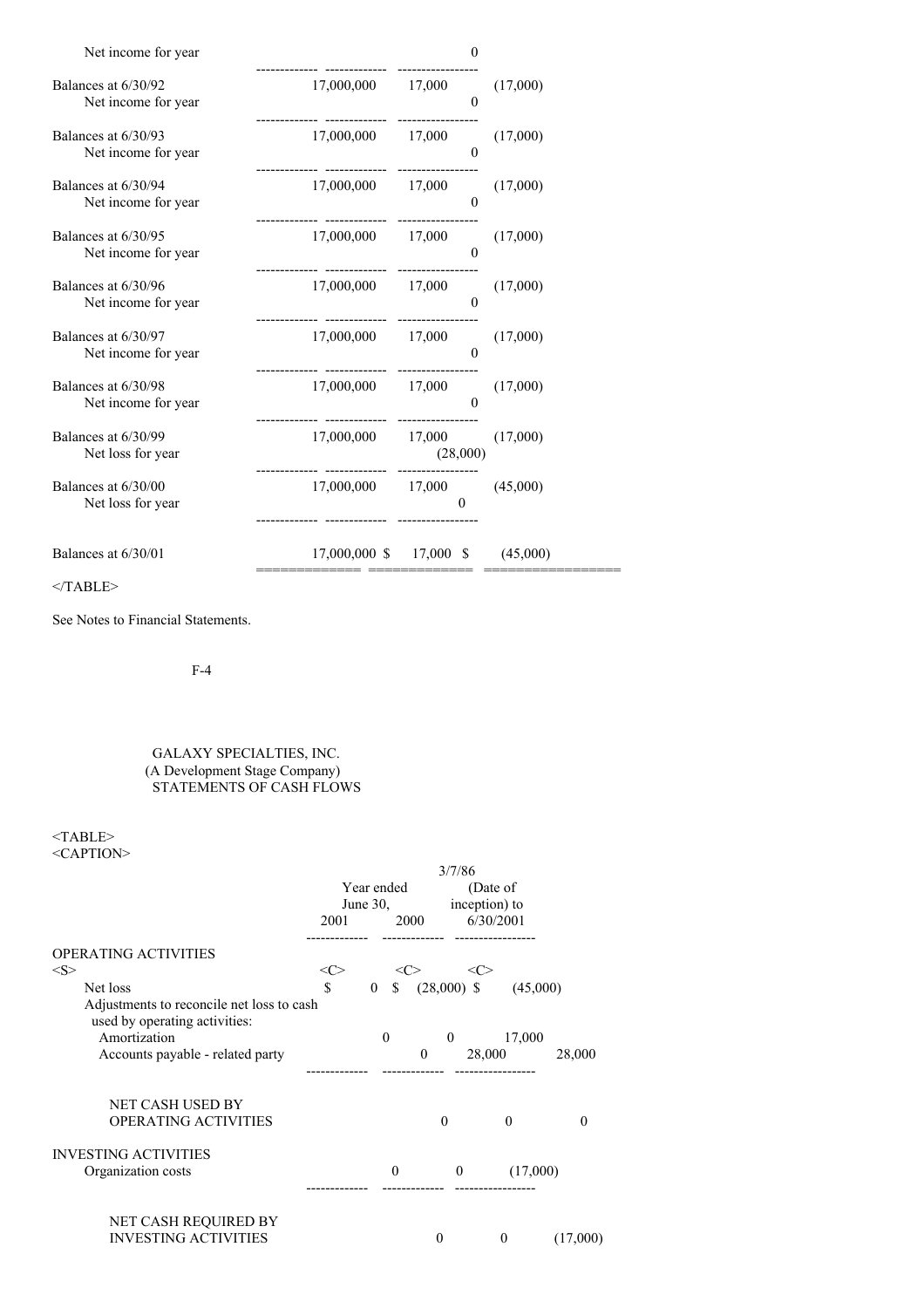| | | | |
|---|---|---|---|
| Net income for year | | | 0 |
| Balances at 6/30/92 | 17,000,000 | 17,000 | (17,000) |
| Net income for year | | | 0 |
| Balances at 6/30/93 | 17,000,000 | 17,000 | (17,000) |
| Net income for year | | | 0 |
| Balances at 6/30/94 | 17,000,000 | 17,000 | (17,000) |
| Net income for year | | | 0 |
| Balances at 6/30/95 | 17,000,000 | 17,000 | (17,000) |
| Net income for year | | | 0 |
| Balances at 6/30/96 | 17,000,000 | 17,000 | (17,000) |
| Net income for year | | | 0 |
| Balances at 6/30/97 | 17,000,000 | 17,000 | (17,000) |
| Net income for year | | | 0 |
| Balances at 6/30/98 | 17,000,000 | 17,000 | (17,000) |
| Net income for year | | | 0 |
| Balances at 6/30/99 | 17,000,000 | 17,000 | (17,000) |
| Net loss for year | | | (28,000) |
| Balances at 6/30/00 | 17,000,000 | 17,000 | (45,000) |
| Net loss for year | | | 0 |
| Balances at 6/30/01 | 17,000,000 $ | 17,000 $ | (45,000) |

</TABLE>

See Notes to Financial Statements.

F-4

GALAXY SPECIALTIES, INC.
(A Development Stage Company)
STATEMENTS OF CASH FLOWS

| | Year ended June 30, 2001 | Year ended June 30, 2000 | 3/7/86 (Date of inception) to 6/30/2001 |
|---|---|---|---|
| **OPERATING ACTIVITIES** | | | |
| Net loss | $ 0 | $ (28,000) | $ (45,000) |
| Adjustments to reconcile net loss to cash used by operating activities: | | | |
| Amortization | 0 | 0 | 17,000 |
| Accounts payable - related party | 0 | 28,000 | 28,000 |
| NET CASH USED BY OPERATING ACTIVITIES | 0 | 0 | 0 |
| **INVESTING ACTIVITIES** | | | |
| Organization costs | 0 | 0 | (17,000) |
| NET CASH REQUIRED BY INVESTING ACTIVITIES | 0 | 0 | (17,000) |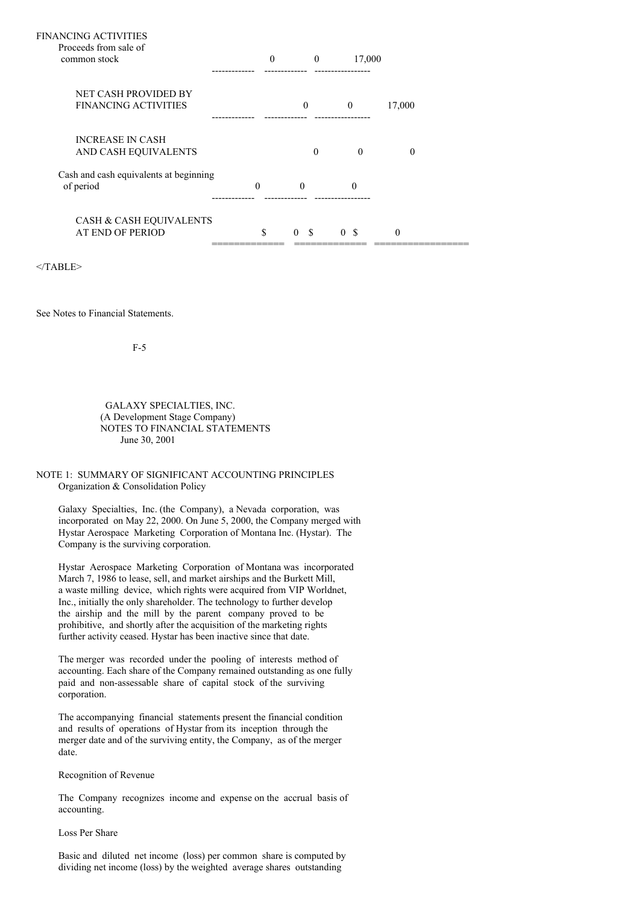| | | | |
|---|---|---|---|
| FINANCING ACTIVITIES | | | |
| Proceeds from sale of common stock | 0 | 0 | 17,000 |
| NET CASH PROVIDED BY FINANCING ACTIVITIES | 0 | 0 | 17,000 |
| INCREASE IN CASH AND CASH EQUIVALENTS | 0 | 0 | 0 |
| Cash and cash equivalents at beginning of period | 0 | 0 | 0 |
| CASH & CASH EQUIVALENTS AT END OF PERIOD | $ 0 | $ 0 | $ 0 |

</TABLE>

See Notes to Financial Statements.

GALAXY SPECIALTIES, INC.
(A Development Stage Company)
NOTES TO FINANCIAL STATEMENTS
June 30, 2001

NOTE 1: SUMMARY OF SIGNIFICANT ACCOUNTING PRINCIPLES

Organization & Consolidation Policy

Galaxy Specialties, Inc. (the Company), a Nevada corporation, was incorporated on May 22, 2000. On June 5, 2000, the Company merged with Hystar Aerospace Marketing Corporation of Montana Inc. (Hystar). The Company is the surviving corporation.

Hystar Aerospace Marketing Corporation of Montana was incorporated March 7, 1986 to lease, sell, and market airships and the Burkett Mill, a waste milling device, which rights were acquired from VIP Worldnet, Inc., initially the only shareholder. The technology to further develop the airship and the mill by the parent company proved to be prohibitive, and shortly after the acquisition of the marketing rights further activity ceased. Hystar has been inactive since that date.

The merger was recorded under the pooling of interests method of accounting. Each share of the Company remained outstanding as one fully paid and non-assessable share of capital stock of the surviving corporation.

The accompanying financial statements present the financial condition and results of operations of Hystar from its inception through the merger date and of the surviving entity, the Company, as of the merger date.

Recognition of Revenue

The Company recognizes income and expense on the accrual basis of accounting.

Loss Per Share

Basic and diluted net income (loss) per common share is computed by dividing net income (loss) by the weighted average shares outstanding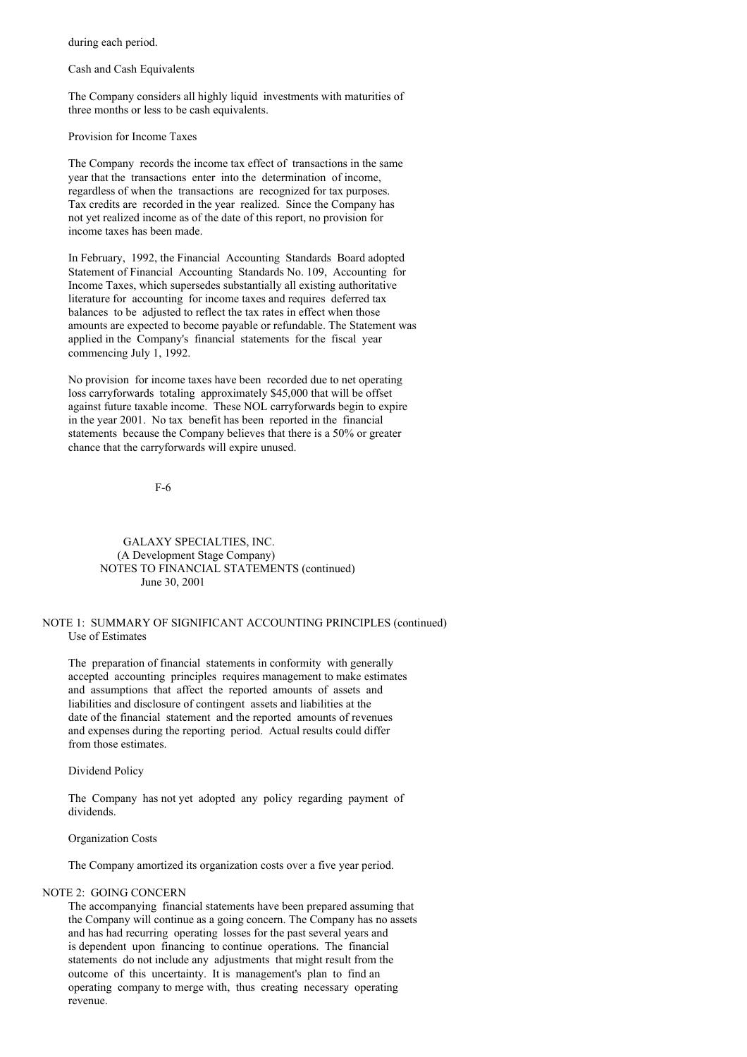during each period.

Cash and Cash Equivalents

The Company considers all highly liquid investments with maturities of three months or less to be cash equivalents.

Provision for Income Taxes

The Company records the income tax effect of transactions in the same year that the transactions enter into the determination of income, regardless of when the transactions are recognized for tax purposes. Tax credits are recorded in the year realized. Since the Company has not yet realized income as of the date of this report, no provision for income taxes has been made.

In February, 1992, the Financial Accounting Standards Board adopted Statement of Financial Accounting Standards No. 109, Accounting for Income Taxes, which supersedes substantially all existing authoritative literature for accounting for income taxes and requires deferred tax balances to be adjusted to reflect the tax rates in effect when those amounts are expected to become payable or refundable. The Statement was applied in the Company's financial statements for the fiscal year commencing July 1, 1992.

No provision for income taxes have been recorded due to net operating loss carryforwards totaling approximately $45,000 that will be offset against future taxable income. These NOL carryforwards begin to expire in the year 2001. No tax benefit has been reported in the financial statements because the Company believes that there is a 50% or greater chance that the carryforwards will expire unused.

GALAXY SPECIALTIES, INC.
(A Development Stage Company)
NOTES TO FINANCIAL STATEMENTS (continued)
June 30, 2001

NOTE 1: SUMMARY OF SIGNIFICANT ACCOUNTING PRINCIPLES (continued)

Use of Estimates

The preparation of financial statements in conformity with generally accepted accounting principles requires management to make estimates and assumptions that affect the reported amounts of assets and liabilities and disclosure of contingent assets and liabilities at the date of the financial statement and the reported amounts of revenues and expenses during the reporting period. Actual results could differ from those estimates.

Dividend Policy

The Company has not yet adopted any policy regarding payment of dividends.

Organization Costs

The Company amortized its organization costs over a five year period.

NOTE 2: GOING CONCERN

The accompanying financial statements have been prepared assuming that the Company will continue as a going concern. The Company has no assets and has had recurring operating losses for the past several years and is dependent upon financing to continue operations. The financial statements do not include any adjustments that might result from the outcome of this uncertainty. It is management's plan to find an operating company to merge with, thus creating necessary operating revenue.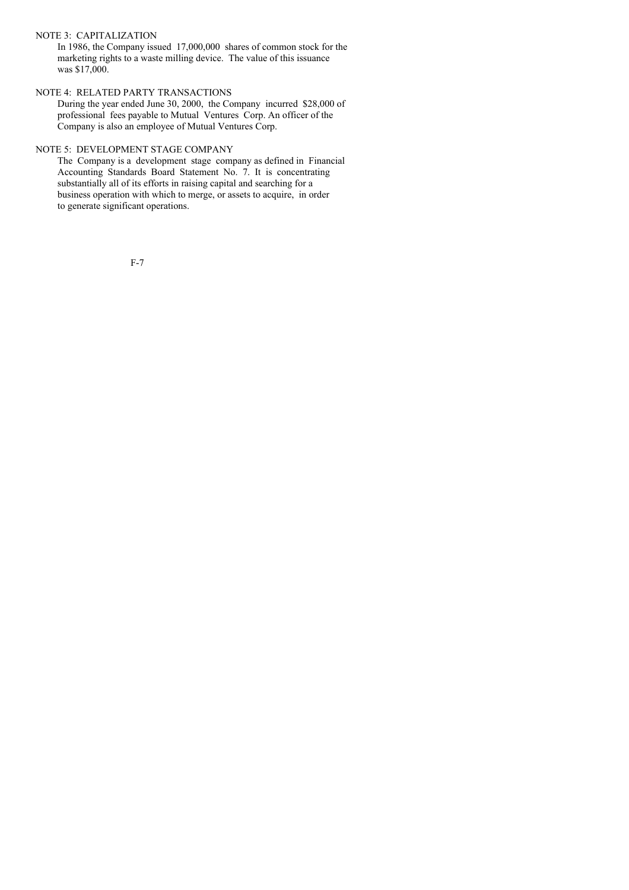## NOTE 3: CAPITALIZATION

In 1986, the Company issued 17,000,000 shares of common stock for the marketing rights to a waste milling device. The value of this issuance was $17,000.

## NOTE 4: RELATED PARTY TRANSACTIONS

During the year ended June 30, 2000, the Company incurred $28,000 of professional fees payable to Mutual Ventures Corp. An officer of the Company is also an employee of Mutual Ventures Corp.

## NOTE 5: DEVELOPMENT STAGE COMPANY

The Company is a development stage company as defined in Financial Accounting Standards Board Statement No. 7. It is concentrating substantially all of its efforts in raising capital and searching for a business operation with which to merge, or assets to acquire, in order to generate significant operations.